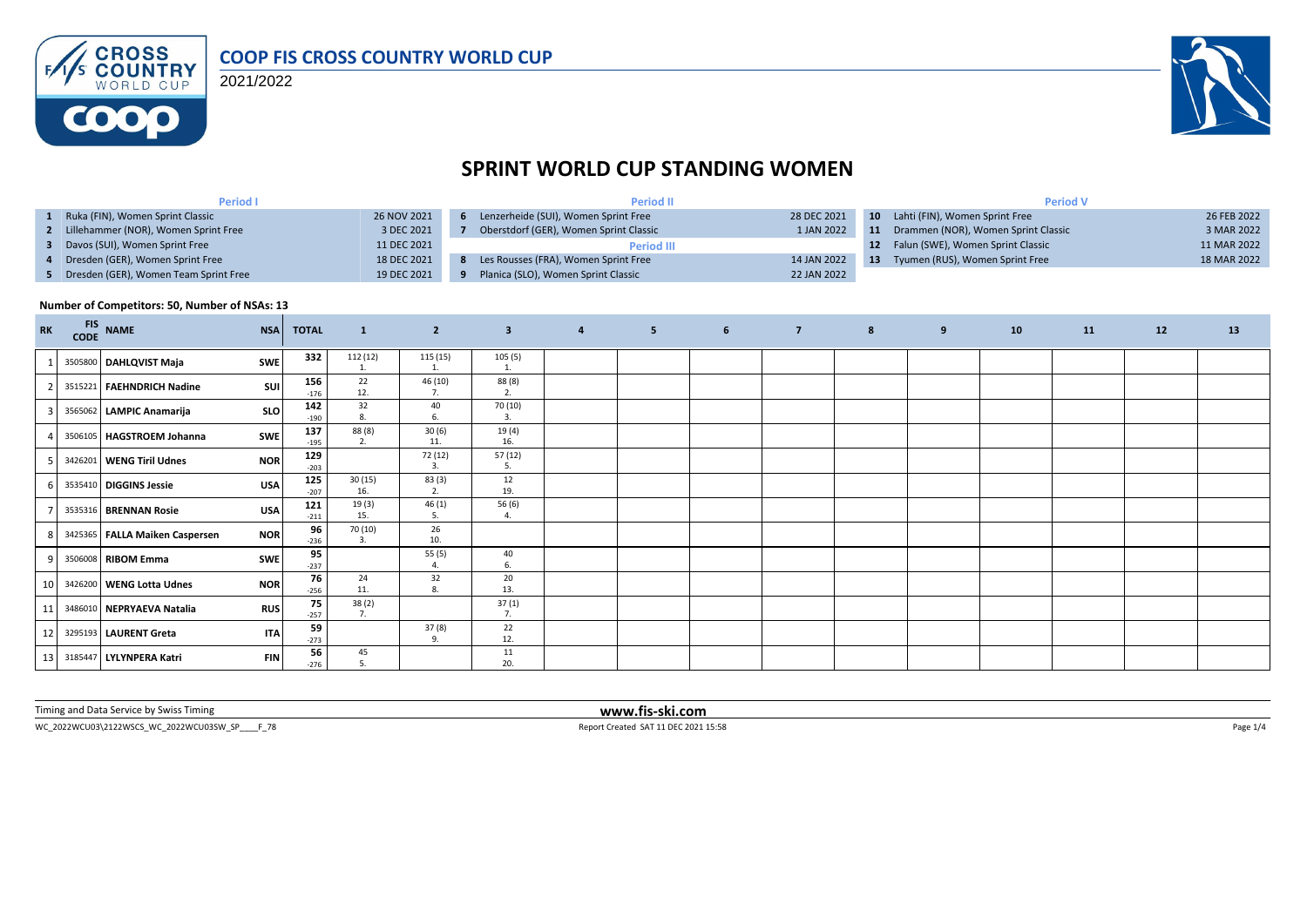COOP FIS CROSS COUNTRY WORLD CUP

2021/2022

# SPRINT WORLD CUP STANDING WOMEN

| Period I | | Period II | | Period V | |
|---|---|---|---|---|---|
| 1 Ruka (FIN), Women Sprint Classic | 26 NOV 2021 | 6 Lenzerheide (SUI), Women Sprint Free | 28 DEC 2021 | 10 Lahti (FIN), Women Sprint Free | 26 FEB 2022 |
| 2 Lillehammer (NOR), Women Sprint Free | 3 DEC 2021 | 7 Oberstdorf (GER), Women Sprint Classic | 1 JAN 2022 | 11 Drammen (NOR), Women Sprint Classic | 3 MAR 2022 |
| 3 Davos (SUI), Women Sprint Free | 11 DEC 2021 | **Period III** | | 12 Falun (SWE), Women Sprint Classic | 11 MAR 2022 |
| 4 Dresden (GER), Women Sprint Free | 18 DEC 2021 | 8 Les Rousses (FRA), Women Sprint Free | 14 JAN 2022 | 13 Tyumen (RUS), Women Sprint Free | 18 MAR 2022 |
| 5 Dresden (GER), Women Team Sprint Free | 19 DEC 2021 | 9 Planica (SLO), Women Sprint Classic | 22 JAN 2022 | | |

**Number of Competitors: 50, Number of NSAs: 13**

| RK | FIS CODE | NAME | NSA | TOTAL | 1 | 2 | 3 | 4 | 5 | 6 | 7 | 8 | 9 | 10 | 11 | 12 | 13 |
|---|---|---|---|---|---|---|---|---|---|---|---|---|---|---|---|---|---|
| 1 | 3505800 | **DAHLQVIST Maja** | SWE | 332 | 112 (12) 1. | 115 (15) 1. | 105 (5) 1. | | | | | | | | | | |
| 2 | 3515221 | **FAEHNDRICH Nadine** | SUI | 156 -176 | 22 12. | 46 (10) 7. | 88 (8) 2. | | | | | | | | | | |
| 3 | 3565062 | **LAMPIC Anamarija** | SLO | 142 -190 | 32 8. | 40 6. | 70 (10) 3. | | | | | | | | | | |
| 4 | 3506105 | **HAGSTROEM Johanna** | SWE | 137 -195 | 88 (8) 2. | 30 (6) 11. | 19 (4) 16. | | | | | | | | | | |
| 5 | 3426201 | **WENG Tiril Udnes** | NOR | 129 -203 | | 72 (12) 3. | 57 (12) 5. | | | | | | | | | | |
| 6 | 3535410 | **DIGGINS Jessie** | USA | 125 -207 | 30 (15) 16. | 83 (3) 2. | 12 19. | | | | | | | | | | |
| 7 | 3535316 | **BRENNAN Rosie** | USA | 121 -211 | 19 (3) 15. | 46 (1) 5. | 56 (6) 4. | | | | | | | | | | |
| 8 | 3425365 | **FALLA Maiken Caspersen** | NOR | 96 -236 | 70 (10) 3. | 26 10. | | | | | | | | | | | |
| 9 | 3506008 | **RIBOM Emma** | SWE | 95 -237 | | 55 (5) 4. | 40 6. | | | | | | | | | | |
| 10 | 3426200 | **WENG Lotta Udnes** | NOR | 76 -256 | 24 11. | 32 8. | 20 13. | | | | | | | | | | |
| 11 | 3486010 | **NEPRYAEVA Natalia** | RUS | 75 -257 | 38 (2) 7. | | 37 (1) 7. | | | | | | | | | | |
| 12 | 3295193 | **LAURENT Greta** | ITA | 59 -273 | | 37 (8) 9. | 22 12. | | | | | | | | | | |
| 13 | 3185447 | **LYLYNPERA Katri** | FIN | 56 -276 | 45 5. | | 11 20. | | | | | | | | | | |

Timing and Data Service by Swiss Timing

**www.fis-ski.com**

WC_2022WCU03\2122WSCS_WC_2022WCU03SW_SP____F_78

Report Created SAT 11 DEC 2021 15:58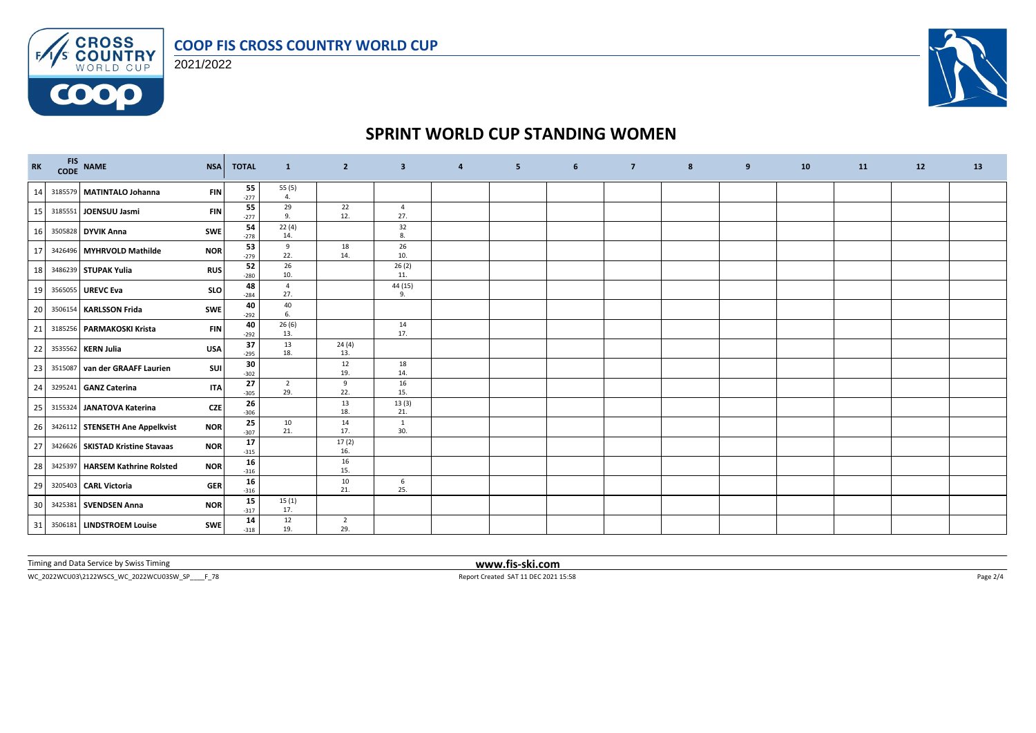# COOP FIS CROSS COUNTRY WORLD CUP

2021/2022

## SPRINT WORLD CUP STANDING WOMEN

| RK | FIS CODE | NAME | NSA | TOTAL | 1 | 2 | 3 | 4 | 5 | 6 | 7 | 8 | 9 | 10 | 11 | 12 | 13 |
|---|---|---|---|---|---|---|---|---|---|---|---|---|---|---|---|---|---|
| 14 | 3185579 | **MATINTALO Johanna** | FIN | 55 -277 | 55 (5) 4. | | | | | | | | | | | | |
| 15 | 3185551 | **JOENSUU Jasmi** | FIN | 55 -277 | 29 9. | 22 12. | 4 27. | | | | | | | | | | |
| 16 | 3505828 | **DYVIK Anna** | SWE | 54 -278 | 22 (4) 14. | | 32 8. | | | | | | | | | | |
| 17 | 3426496 | **MYHRVOLD Mathilde** | NOR | 53 -279 | 9 22. | 18 14. | 26 10. | | | | | | | | | | |
| 18 | 3486239 | **STUPAK Yulia** | RUS | 52 -280 | 26 10. | | 26 (2) 11. | | | | | | | | | | |
| 19 | 3565055 | **UREVC Eva** | SLO | 48 -284 | 4 27. | | 44 (15) 9. | | | | | | | | | | |
| 20 | 3506154 | **KARLSSON Frida** | SWE | 40 -292 | 40 6. | | | | | | | | | | | | |
| 21 | 3185256 | **PARMAKOSKI Krista** | FIN | 40 -292 | 26 (6) 13. | | 14 17. | | | | | | | | | | |
| 22 | 3535562 | **KERN Julia** | USA | 37 -295 | 13 18. | 24 (4) 13. | | | | | | | | | | | |
| 23 | 3515087 | **van der GRAAFF Laurien** | SUI | 30 -302 | | 12 19. | 18 14. | | | | | | | | | | |
| 24 | 3295241 | **GANZ Caterina** | ITA | 27 -305 | 2 29. | 9 22. | 16 15. | | | | | | | | | | |
| 25 | 3155324 | **JANATOVA Katerina** | CZE | 26 -306 | | 13 18. | 13 (3) 21. | | | | | | | | | | |
| 26 | 3426112 | **STENSETH Ane Appelkvist** | NOR | 25 -307 | 10 21. | 14 17. | 1 30. | | | | | | | | | | |
| 27 | 3426626 | **SKISTAD Kristine Stavaas** | NOR | 17 -315 | | 17 (2) 16. | | | | | | | | | | | |
| 28 | 3425397 | **HARSEM Kathrine Rolsted** | NOR | 16 -316 | | 16 15. | | | | | | | | | | | |
| 29 | 3205403 | **CARL Victoria** | GER | 16 -316 | | 10 21. | 6 25. | | | | | | | | | | |
| 30 | 3425381 | **SVENDSEN Anna** | NOR | 15 -317 | 15 (1) 17. | | | | | | | | | | | | |
| 31 | 3506181 | **LINDSTROEM Louise** | SWE | 14 -318 | 12 19. | 2 29. | | | | | | | | | | | |

Timing and Data Service by Swiss Timing | www.fis-ski.com

WC_2022WCU03\2122WSCS_WC_2022WCU03SW_SP____F_78 | Report Created SAT 11 DEC 2021 15:58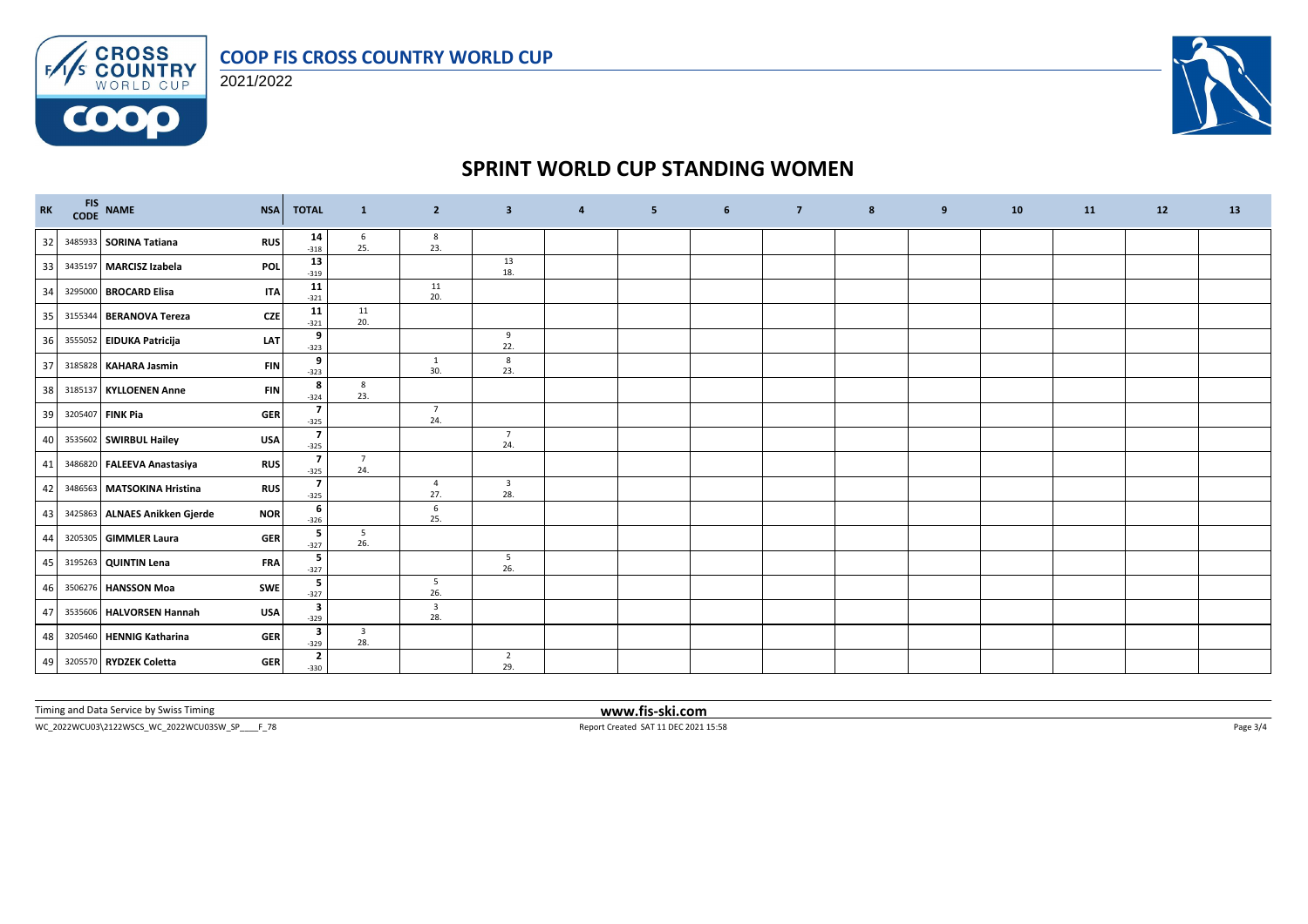## COOP FIS CROSS COUNTRY WORLD CUP

2021/2022

# SPRINT WORLD CUP STANDING WOMEN

| RK | FIS CODE | NAME | NSA | TOTAL | 1 | 2 | 3 | 4 | 5 | 6 | 7 | 8 | 9 | 10 | 11 | 12 | 13 |
|---|---|---|---|---|---|---|---|---|---|---|---|---|---|---|---|---|---|
| 32 | 3485933 | **SORINA Tatiana** | RUS | **14** -318 | 6 25. | 8 23. | | | | | | | | | | | |
| 33 | 3435197 | **MARCISZ Izabela** | POL | **13** -319 | | | 13 18. | | | | | | | | | | |
| 34 | 3295000 | **BROCARD Elisa** | ITA | **11** -321 | | 11 20. | | | | | | | | | | | |
| 35 | 3155344 | **BERANOVA Tereza** | CZE | **11** -321 | 11 20. | | | | | | | | | | | | |
| 36 | 3555052 | **EIDUKA Patricija** | LAT | **9** -323 | | | 9 22. | | | | | | | | | | |
| 37 | 3185828 | **KAHARA Jasmin** | FIN | **9** -323 | | 1 30. | 8 23. | | | | | | | | | | |
| 38 | 3185137 | **KYLLOENEN Anne** | FIN | **8** -324 | 8 23. | | | | | | | | | | | | |
| 39 | 3205407 | **FINK Pia** | GER | **7** -325 | | 7 24. | | | | | | | | | | | |
| 40 | 3535602 | **SWIRBUL Hailey** | USA | **7** -325 | | | 7 24. | | | | | | | | | | |
| 41 | 3486820 | **FALEEVA Anastasiya** | RUS | **7** -325 | 7 24. | | | | | | | | | | | | |
| 42 | 3486563 | **MATSOKINA Hristina** | RUS | **7** -325 | | 4 27. | 3 28. | | | | | | | | | | |
| 43 | 3425863 | **ALNAES Anikken Gjerde** | NOR | **6** -326 | | 6 25. | | | | | | | | | | | |
| 44 | 3205305 | **GIMMLER Laura** | GER | **5** -327 | 5 26. | | | | | | | | | | | | |
| 45 | 3195263 | **QUINTIN Lena** | FRA | **5** -327 | | | 5 26. | | | | | | | | | | |
| 46 | 3506276 | **HANSSON Moa** | SWE | **5** -327 | | 5 26. | | | | | | | | | | | |
| 47 | 3535606 | **HALVORSEN Hannah** | USA | **3** -329 | | 3 28. | | | | | | | | | | | |
| 48 | 3205460 | **HENNIG Katharina** | GER | **3** -329 | 3 28. | | | | | | | | | | | | |
| 49 | 3205570 | **RYDZEK Coletta** | GER | **2** -330 | | | 2 29. | | | | | | | | | | |

Timing and Data Service by Swiss Timing

**www.fis-ski.com**

WC_2022WCU03\2122WSCS_WC_2022WCU03SW_SP____F_78

Report Created SAT 11 DEC 2021 15:58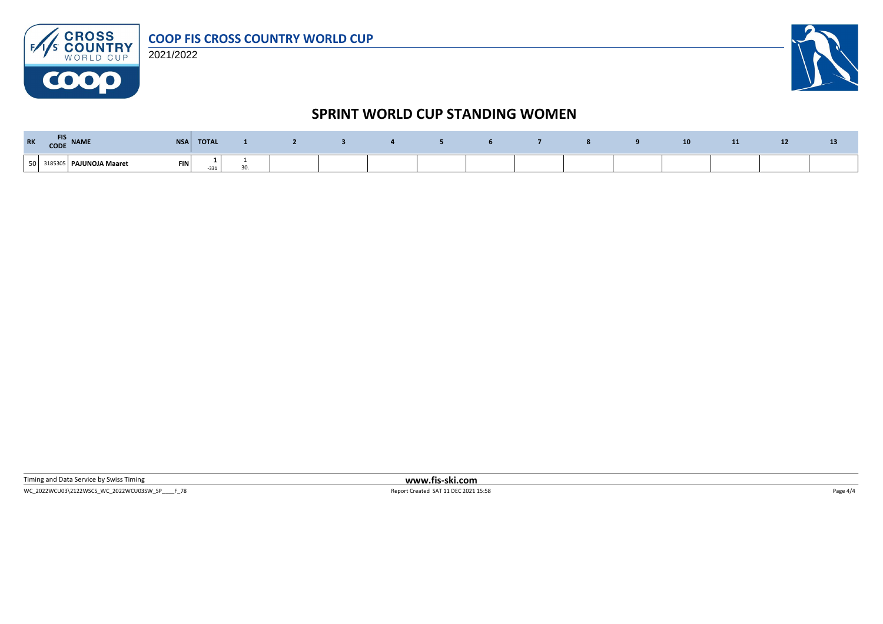## SPRINT WORLD CUP STANDING WOMEN

| RK | FIS CODE | NAME | NSA | TOTAL | 1 | 2 | 3 | 4 | 5 | 6 | 7 | 8 | 9 | 10 | 11 | 12 | 13 |
|---|---|---|---|---|---|---|---|---|---|---|---|---|---|---|---|---|---|
| 50 | 3185305 | **PAJUNOJA Maaret** | FIN | **1** -331 | 1 30. | | | | | | | | | | | | |

Timing and Data Service by Swiss Timing

**www.fis-ski.com**

WC_2022WCU03\2122WSCS_WC_2022WCU03SW_SP____F_78

Report Created SAT 11 DEC 2021 15:58